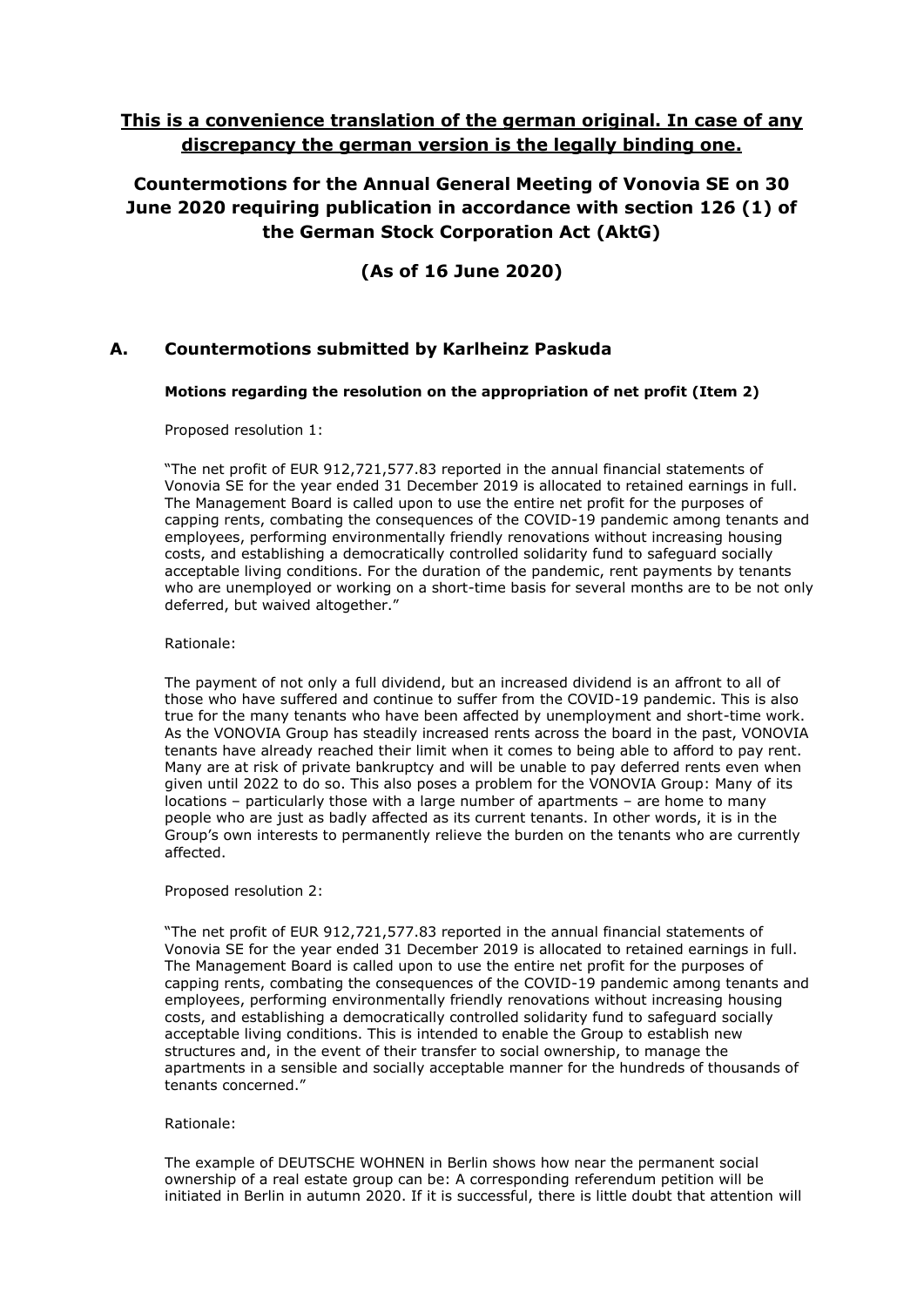**<u>This is a convenience translation of the german original. In case of any discrepancy the german version is the legally binding one.</u>**

# Countermotions for the Annual General Meeting of Vonovia SE on 30 June 2020 requiring publication in accordance with section 126 (1) of the German Stock Corporation Act (AktG)

## (As of 16 June 2020)

## A. Countermotions submitted by Karlheinz Paskuda

**Motions regarding the resolution on the appropriation of net profit (Item 2)**

Proposed resolution 1:

"The net profit of EUR 912,721,577.83 reported in the annual financial statements of Vonovia SE for the year ended 31 December 2019 is allocated to retained earnings in full. The Management Board is called upon to use the entire net profit for the purposes of capping rents, combating the consequences of the COVID-19 pandemic among tenants and employees, performing environmentally friendly renovations without increasing housing costs, and establishing a democratically controlled solidarity fund to safeguard socially acceptable living conditions. For the duration of the pandemic, rent payments by tenants who are unemployed or working on a short-time basis for several months are to be not only deferred, but waived altogether."

Rationale:

The payment of not only a full dividend, but an increased dividend is an affront to all of those who have suffered and continue to suffer from the COVID-19 pandemic. This is also true for the many tenants who have been affected by unemployment and short-time work. As the VONOVIA Group has steadily increased rents across the board in the past, VONOVIA tenants have already reached their limit when it comes to being able to afford to pay rent. Many are at risk of private bankruptcy and will be unable to pay deferred rents even when given until 2022 to do so. This also poses a problem for the VONOVIA Group: Many of its locations – particularly those with a large number of apartments – are home to many people who are just as badly affected as its current tenants. In other words, it is in the Group's own interests to permanently relieve the burden on the tenants who are currently affected.

Proposed resolution 2:

"The net profit of EUR 912,721,577.83 reported in the annual financial statements of Vonovia SE for the year ended 31 December 2019 is allocated to retained earnings in full. The Management Board is called upon to use the entire net profit for the purposes of capping rents, combating the consequences of the COVID-19 pandemic among tenants and employees, performing environmentally friendly renovations without increasing housing costs, and establishing a democratically controlled solidarity fund to safeguard socially acceptable living conditions. This is intended to enable the Group to establish new structures and, in the event of their transfer to social ownership, to manage the apartments in a sensible and socially acceptable manner for the hundreds of thousands of tenants concerned."

Rationale:

The example of DEUTSCHE WOHNEN in Berlin shows how near the permanent social ownership of a real estate group can be: A corresponding referendum petition will be initiated in Berlin in autumn 2020. If it is successful, there is little doubt that attention will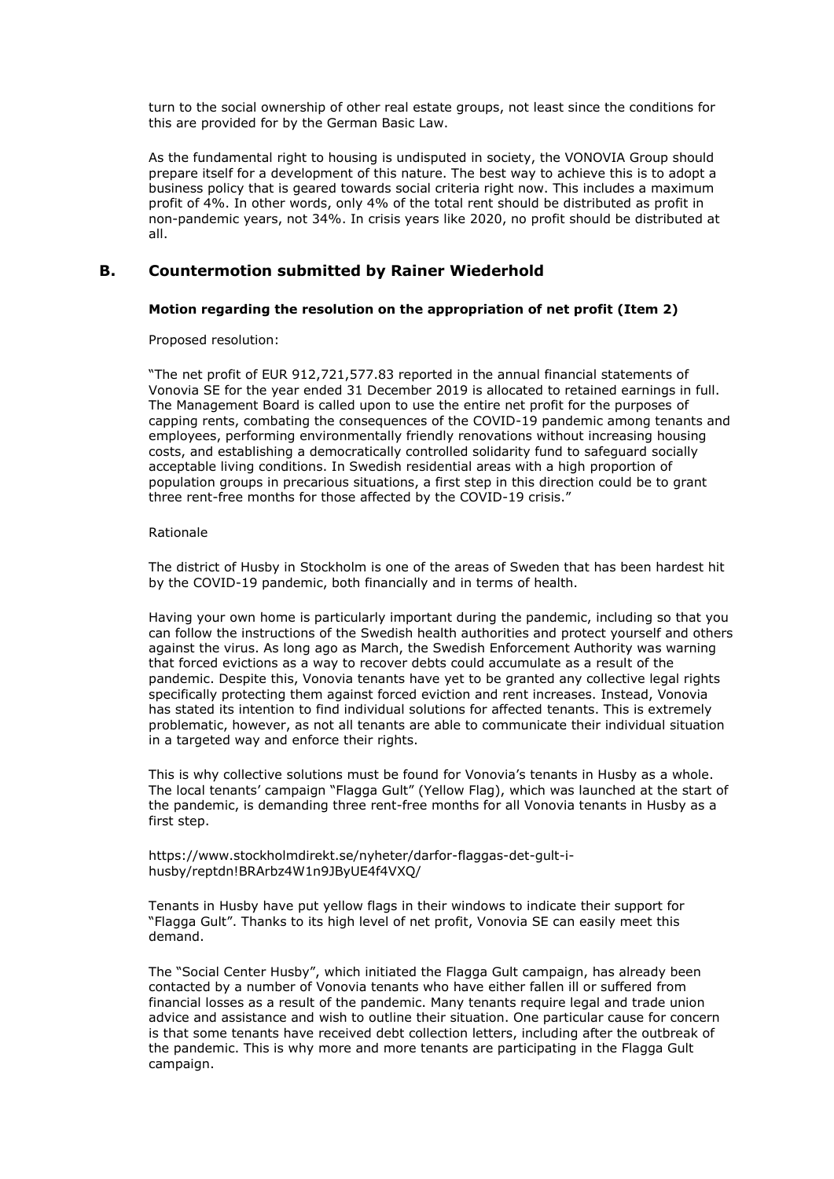turn to the social ownership of other real estate groups, not least since the conditions for this are provided for by the German Basic Law.

As the fundamental right to housing is undisputed in society, the VONOVIA Group should prepare itself for a development of this nature. The best way to achieve this is to adopt a business policy that is geared towards social criteria right now. This includes a maximum profit of 4%. In other words, only 4% of the total rent should be distributed as profit in non-pandemic years, not 34%. In crisis years like 2020, no profit should be distributed at all.

## B. Countermotion submitted by Rainer Wiederhold

**Motion regarding the resolution on the appropriation of net profit (Item 2)**

Proposed resolution:

"The net profit of EUR 912,721,577.83 reported in the annual financial statements of Vonovia SE for the year ended 31 December 2019 is allocated to retained earnings in full. The Management Board is called upon to use the entire net profit for the purposes of capping rents, combating the consequences of the COVID-19 pandemic among tenants and employees, performing environmentally friendly renovations without increasing housing costs, and establishing a democratically controlled solidarity fund to safeguard socially acceptable living conditions. In Swedish residential areas with a high proportion of population groups in precarious situations, a first step in this direction could be to grant three rent-free months for those affected by the COVID-19 crisis."

Rationale

The district of Husby in Stockholm is one of the areas of Sweden that has been hardest hit by the COVID-19 pandemic, both financially and in terms of health.

Having your own home is particularly important during the pandemic, including so that you can follow the instructions of the Swedish health authorities and protect yourself and others against the virus. As long ago as March, the Swedish Enforcement Authority was warning that forced evictions as a way to recover debts could accumulate as a result of the pandemic. Despite this, Vonovia tenants have yet to be granted any collective legal rights specifically protecting them against forced eviction and rent increases. Instead, Vonovia has stated its intention to find individual solutions for affected tenants. This is extremely problematic, however, as not all tenants are able to communicate their individual situation in a targeted way and enforce their rights.

This is why collective solutions must be found for Vonovia's tenants in Husby as a whole. The local tenants' campaign "Flagga Gult" (Yellow Flag), which was launched at the start of the pandemic, is demanding three rent-free months for all Vonovia tenants in Husby as a first step.

https://www.stockholmdirekt.se/nyheter/darfor-flaggas-det-gult-i-husby/reptdn!BRArbz4W1n9JByUE4f4VXQ/

Tenants in Husby have put yellow flags in their windows to indicate their support for "Flagga Gult". Thanks to its high level of net profit, Vonovia SE can easily meet this demand.

The "Social Center Husby", which initiated the Flagga Gult campaign, has already been contacted by a number of Vonovia tenants who have either fallen ill or suffered from financial losses as a result of the pandemic. Many tenants require legal and trade union advice and assistance and wish to outline their situation. One particular cause for concern is that some tenants have received debt collection letters, including after the outbreak of the pandemic. This is why more and more tenants are participating in the Flagga Gult campaign.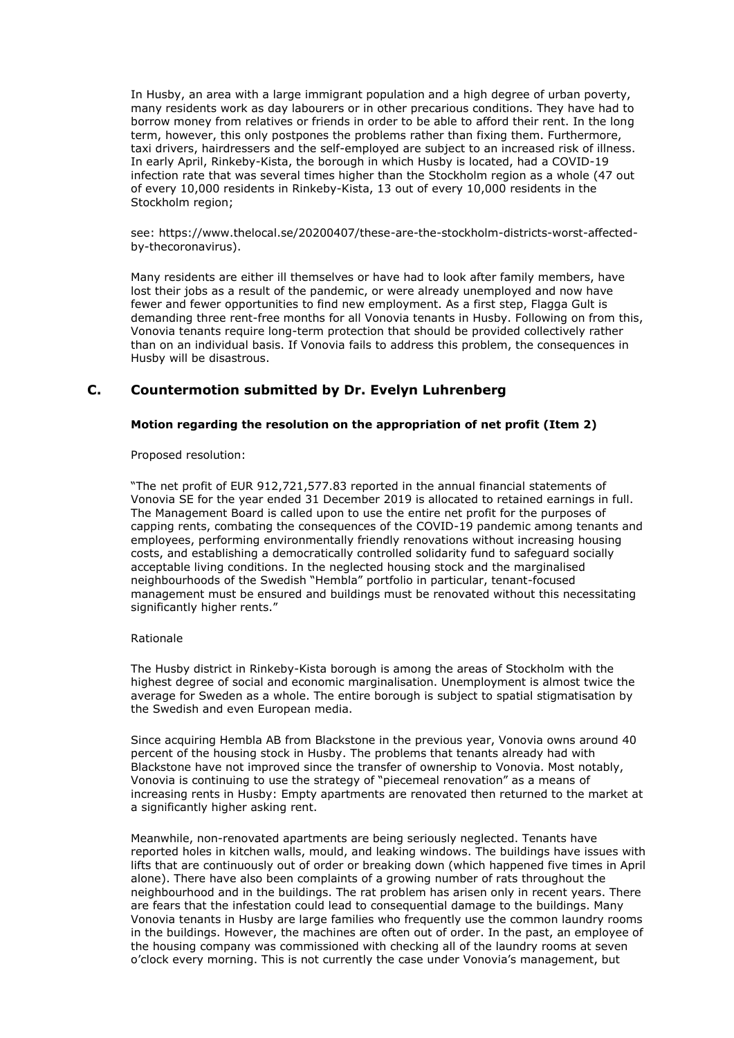In Husby, an area with a large immigrant population and a high degree of urban poverty, many residents work as day labourers or in other precarious conditions. They have had to borrow money from relatives or friends in order to be able to afford their rent. In the long term, however, this only postpones the problems rather than fixing them. Furthermore, taxi drivers, hairdressers and the self-employed are subject to an increased risk of illness. In early April, Rinkeby-Kista, the borough in which Husby is located, had a COVID-19 infection rate that was several times higher than the Stockholm region as a whole (47 out of every 10,000 residents in Rinkeby-Kista, 13 out of every 10,000 residents in the Stockholm region;

see: https://www.thelocal.se/20200407/these-are-the-stockholm-districts-worst-affected-by-thecoronavirus).

Many residents are either ill themselves or have had to look after family members, have lost their jobs as a result of the pandemic, or were already unemployed and now have fewer and fewer opportunities to find new employment. As a first step, Flagga Gult is demanding three rent-free months for all Vonovia tenants in Husby. Following on from this, Vonovia tenants require long-term protection that should be provided collectively rather than on an individual basis. If Vonovia fails to address this problem, the consequences in Husby will be disastrous.

## C. Countermotion submitted by Dr. Evelyn Luhrenberg

**Motion regarding the resolution on the appropriation of net profit (Item 2)**

Proposed resolution:

"The net profit of EUR 912,721,577.83 reported in the annual financial statements of Vonovia SE for the year ended 31 December 2019 is allocated to retained earnings in full. The Management Board is called upon to use the entire net profit for the purposes of capping rents, combating the consequences of the COVID-19 pandemic among tenants and employees, performing environmentally friendly renovations without increasing housing costs, and establishing a democratically controlled solidarity fund to safeguard socially acceptable living conditions. In the neglected housing stock and the marginalised neighbourhoods of the Swedish "Hembla" portfolio in particular, tenant-focused management must be ensured and buildings must be renovated without this necessitating significantly higher rents."

Rationale

The Husby district in Rinkeby-Kista borough is among the areas of Stockholm with the highest degree of social and economic marginalisation. Unemployment is almost twice the average for Sweden as a whole. The entire borough is subject to spatial stigmatisation by the Swedish and even European media.

Since acquiring Hembla AB from Blackstone in the previous year, Vonovia owns around 40 percent of the housing stock in Husby. The problems that tenants already had with Blackstone have not improved since the transfer of ownership to Vonovia. Most notably, Vonovia is continuing to use the strategy of "piecemeal renovation" as a means of increasing rents in Husby: Empty apartments are renovated then returned to the market at a significantly higher asking rent.

Meanwhile, non-renovated apartments are being seriously neglected. Tenants have reported holes in kitchen walls, mould, and leaking windows. The buildings have issues with lifts that are continuously out of order or breaking down (which happened five times in April alone). There have also been complaints of a growing number of rats throughout the neighbourhood and in the buildings. The rat problem has arisen only in recent years. There are fears that the infestation could lead to consequential damage to the buildings. Many Vonovia tenants in Husby are large families who frequently use the common laundry rooms in the buildings. However, the machines are often out of order. In the past, an employee of the housing company was commissioned with checking all of the laundry rooms at seven o'clock every morning. This is not currently the case under Vonovia's management, but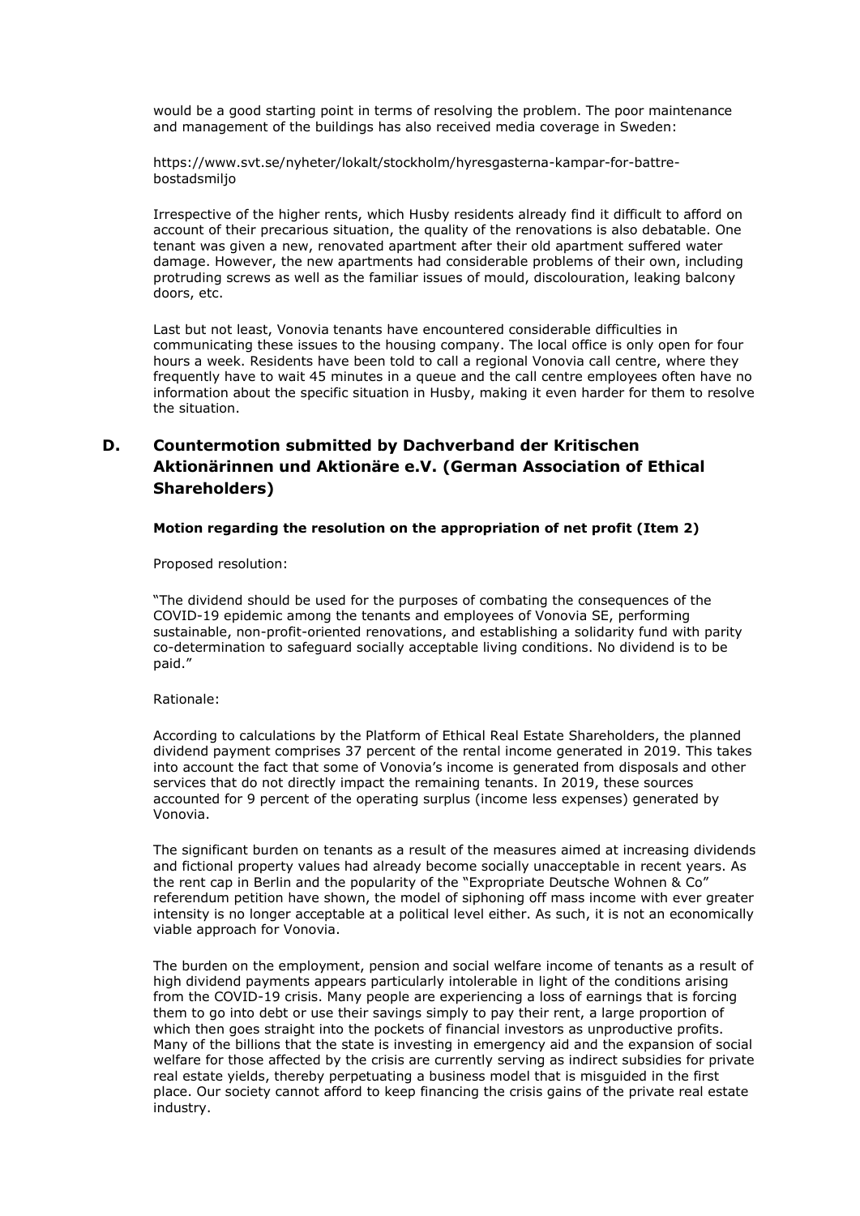would be a good starting point in terms of resolving the problem. The poor maintenance and management of the buildings has also received media coverage in Sweden:

https://www.svt.se/nyheter/lokalt/stockholm/hyresgasterna-kampar-for-battre-bostadsmiljo

Irrespective of the higher rents, which Husby residents already find it difficult to afford on account of their precarious situation, the quality of the renovations is also debatable. One tenant was given a new, renovated apartment after their old apartment suffered water damage. However, the new apartments had considerable problems of their own, including protruding screws as well as the familiar issues of mould, discolouration, leaking balcony doors, etc.

Last but not least, Vonovia tenants have encountered considerable difficulties in communicating these issues to the housing company. The local office is only open for four hours a week. Residents have been told to call a regional Vonovia call centre, where they frequently have to wait 45 minutes in a queue and the call centre employees often have no information about the specific situation in Husby, making it even harder for them to resolve the situation.

## D. Countermotion submitted by Dachverband der Kritischen Aktionärinnen und Aktionäre e.V. (German Association of Ethical Shareholders)

**Motion regarding the resolution on the appropriation of net profit (Item 2)**

Proposed resolution:

"The dividend should be used for the purposes of combating the consequences of the COVID-19 epidemic among the tenants and employees of Vonovia SE, performing sustainable, non-profit-oriented renovations, and establishing a solidarity fund with parity co-determination to safeguard socially acceptable living conditions. No dividend is to be paid."

Rationale:

According to calculations by the Platform of Ethical Real Estate Shareholders, the planned dividend payment comprises 37 percent of the rental income generated in 2019. This takes into account the fact that some of Vonovia's income is generated from disposals and other services that do not directly impact the remaining tenants. In 2019, these sources accounted for 9 percent of the operating surplus (income less expenses) generated by Vonovia.

The significant burden on tenants as a result of the measures aimed at increasing dividends and fictional property values had already become socially unacceptable in recent years. As the rent cap in Berlin and the popularity of the "Expropriate Deutsche Wohnen & Co" referendum petition have shown, the model of siphoning off mass income with ever greater intensity is no longer acceptable at a political level either. As such, it is not an economically viable approach for Vonovia.

The burden on the employment, pension and social welfare income of tenants as a result of high dividend payments appears particularly intolerable in light of the conditions arising from the COVID-19 crisis. Many people are experiencing a loss of earnings that is forcing them to go into debt or use their savings simply to pay their rent, a large proportion of which then goes straight into the pockets of financial investors as unproductive profits. Many of the billions that the state is investing in emergency aid and the expansion of social welfare for those affected by the crisis are currently serving as indirect subsidies for private real estate yields, thereby perpetuating a business model that is misguided in the first place. Our society cannot afford to keep financing the crisis gains of the private real estate industry.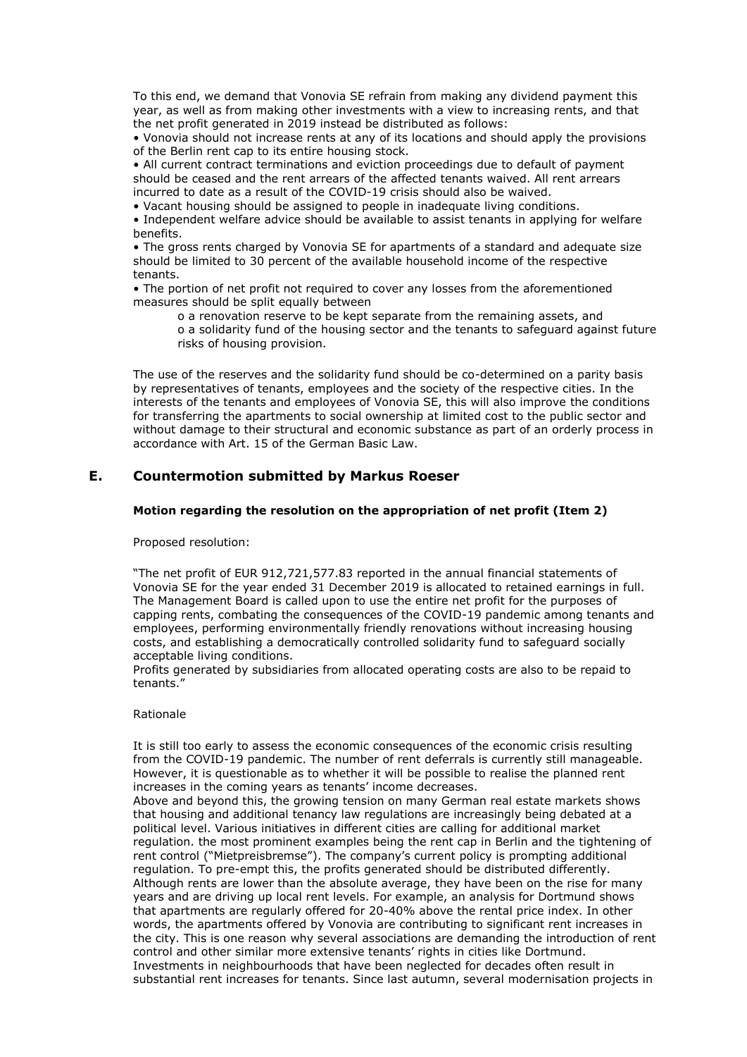To this end, we demand that Vonovia SE refrain from making any dividend payment this year, as well as from making other investments with a view to increasing rents, and that the net profit generated in 2019 instead be distributed as follows:

- Vonovia should not increase rents at any of its locations and should apply the provisions of the Berlin rent cap to its entire housing stock.
- All current contract terminations and eviction proceedings due to default of payment should be ceased and the rent arrears of the affected tenants waived. All rent arrears incurred to date as a result of the COVID-19 crisis should also be waived.
- Vacant housing should be assigned to people in inadequate living conditions.
- Independent welfare advice should be available to assist tenants in applying for welfare benefits.
- The gross rents charged by Vonovia SE for apartments of a standard and adequate size should be limited to 30 percent of the available household income of the respective tenants.
- The portion of net profit not required to cover any losses from the aforementioned measures should be split equally between
    - a renovation reserve to be kept separate from the remaining assets, and
    - a solidarity fund of the housing sector and the tenants to safeguard against future risks of housing provision.

The use of the reserves and the solidarity fund should be co-determined on a parity basis by representatives of tenants, employees and the society of the respective cities. In the interests of the tenants and employees of Vonovia SE, this will also improve the conditions for transferring the apartments to social ownership at limited cost to the public sector and without damage to their structural and economic substance as part of an orderly process in accordance with Art. 15 of the German Basic Law.

## E. Countermotion submitted by Markus Roeser

**Motion regarding the resolution on the appropriation of net profit (Item 2)**

Proposed resolution:

"The net profit of EUR 912,721,577.83 reported in the annual financial statements of Vonovia SE for the year ended 31 December 2019 is allocated to retained earnings in full. The Management Board is called upon to use the entire net profit for the purposes of capping rents, combating the consequences of the COVID-19 pandemic among tenants and employees, performing environmentally friendly renovations without increasing housing costs, and establishing a democratically controlled solidarity fund to safeguard socially acceptable living conditions.
Profits generated by subsidiaries from allocated operating costs are also to be repaid to tenants."

Rationale

It is still too early to assess the economic consequences of the economic crisis resulting from the COVID-19 pandemic. The number of rent deferrals is currently still manageable. However, it is questionable as to whether it will be possible to realise the planned rent increases in the coming years as tenants' income decreases.
Above and beyond this, the growing tension on many German real estate markets shows that housing and additional tenancy law regulations are increasingly being debated at a political level. Various initiatives in different cities are calling for additional market regulation. the most prominent examples being the rent cap in Berlin and the tightening of rent control ("Mietpreisbremse"). The company's current policy is prompting additional regulation. To pre-empt this, the profits generated should be distributed differently.
Although rents are lower than the absolute average, they have been on the rise for many years and are driving up local rent levels. For example, an analysis for Dortmund shows that apartments are regularly offered for 20-40% above the rental price index. In other words, the apartments offered by Vonovia are contributing to significant rent increases in the city. This is one reason why several associations are demanding the introduction of rent control and other similar more extensive tenants' rights in cities like Dortmund.
Investments in neighbourhoods that have been neglected for decades often result in substantial rent increases for tenants. Since last autumn, several modernisation projects in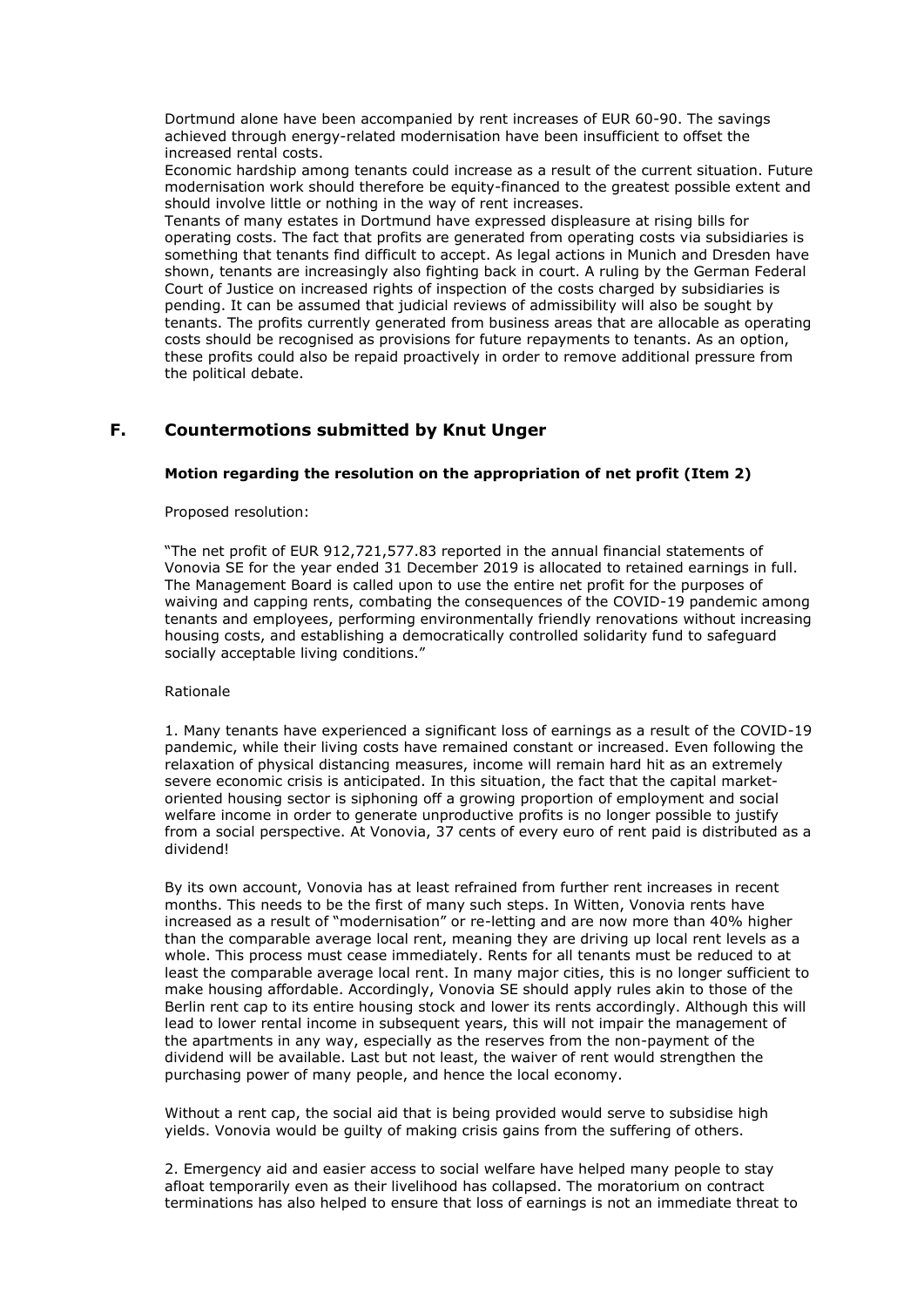Dortmund alone have been accompanied by rent increases of EUR 60-90. The savings achieved through energy-related modernisation have been insufficient to offset the increased rental costs.

Economic hardship among tenants could increase as a result of the current situation. Future modernisation work should therefore be equity-financed to the greatest possible extent and should involve little or nothing in the way of rent increases.

Tenants of many estates in Dortmund have expressed displeasure at rising bills for operating costs. The fact that profits are generated from operating costs via subsidiaries is something that tenants find difficult to accept. As legal actions in Munich and Dresden have shown, tenants are increasingly also fighting back in court. A ruling by the German Federal Court of Justice on increased rights of inspection of the costs charged by subsidiaries is pending. It can be assumed that judicial reviews of admissibility will also be sought by tenants. The profits currently generated from business areas that are allocable as operating costs should be recognised as provisions for future repayments to tenants. As an option, these profits could also be repaid proactively in order to remove additional pressure from the political debate.

## F. Countermotions submitted by Knut Unger

**Motion regarding the resolution on the appropriation of net profit (Item 2)**

Proposed resolution:

"The net profit of EUR 912,721,577.83 reported in the annual financial statements of Vonovia SE for the year ended 31 December 2019 is allocated to retained earnings in full. The Management Board is called upon to use the entire net profit for the purposes of waiving and capping rents, combating the consequences of the COVID-19 pandemic among tenants and employees, performing environmentally friendly renovations without increasing housing costs, and establishing a democratically controlled solidarity fund to safeguard socially acceptable living conditions."

Rationale

1. Many tenants have experienced a significant loss of earnings as a result of the COVID-19 pandemic, while their living costs have remained constant or increased. Even following the relaxation of physical distancing measures, income will remain hard hit as an extremely severe economic crisis is anticipated. In this situation, the fact that the capital market-oriented housing sector is siphoning off a growing proportion of employment and social welfare income in order to generate unproductive profits is no longer possible to justify from a social perspective. At Vonovia, 37 cents of every euro of rent paid is distributed as a dividend!

By its own account, Vonovia has at least refrained from further rent increases in recent months. This needs to be the first of many such steps. In Witten, Vonovia rents have increased as a result of "modernisation" or re-letting and are now more than 40% higher than the comparable average local rent, meaning they are driving up local rent levels as a whole. This process must cease immediately. Rents for all tenants must be reduced to at least the comparable average local rent. In many major cities, this is no longer sufficient to make housing affordable. Accordingly, Vonovia SE should apply rules akin to those of the Berlin rent cap to its entire housing stock and lower its rents accordingly. Although this will lead to lower rental income in subsequent years, this will not impair the management of the apartments in any way, especially as the reserves from the non-payment of the dividend will be available. Last but not least, the waiver of rent would strengthen the purchasing power of many people, and hence the local economy.

Without a rent cap, the social aid that is being provided would serve to subsidise high yields. Vonovia would be guilty of making crisis gains from the suffering of others.

2. Emergency aid and easier access to social welfare have helped many people to stay afloat temporarily even as their livelihood has collapsed. The moratorium on contract terminations has also helped to ensure that loss of earnings is not an immediate threat to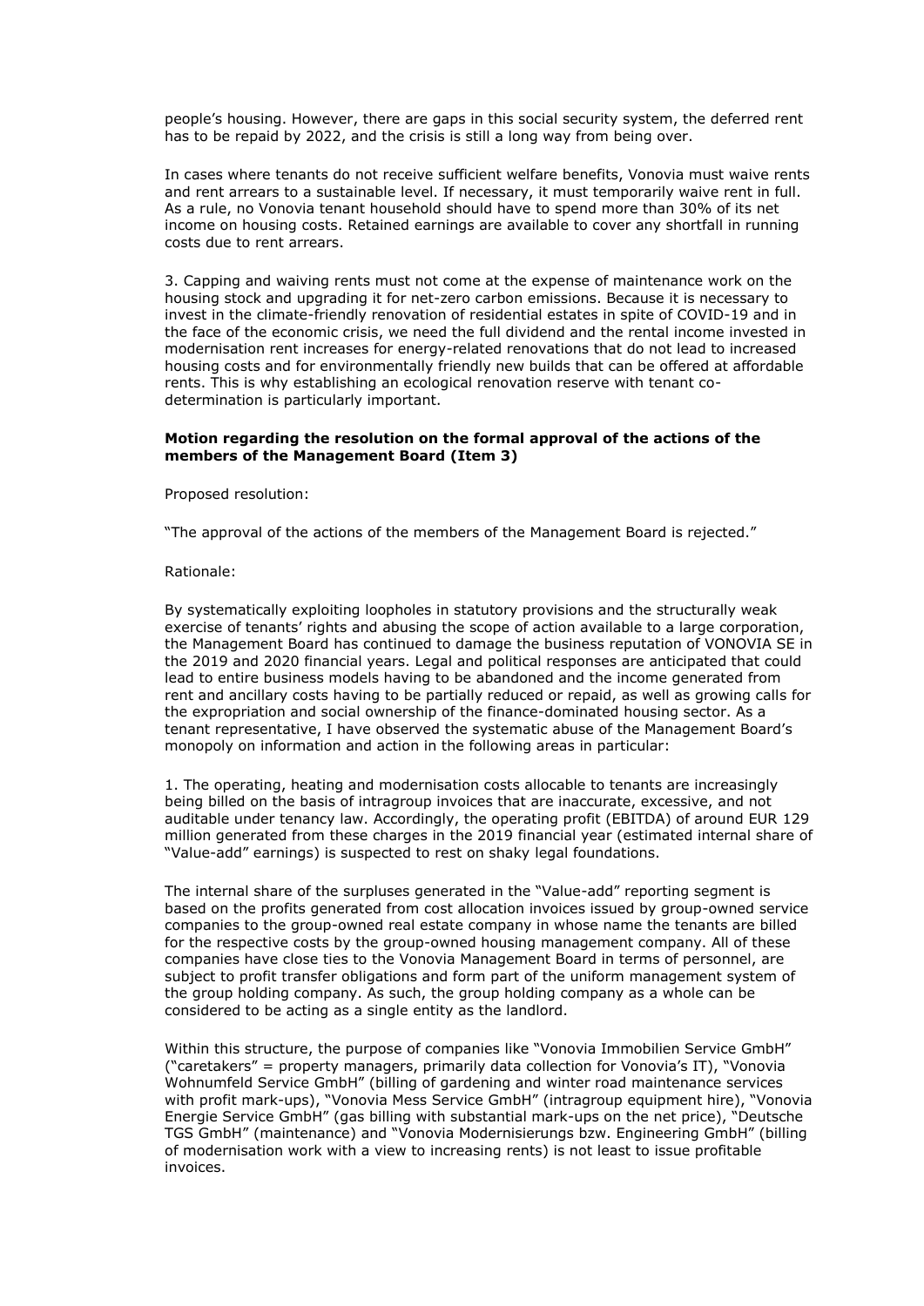people's housing. However, there are gaps in this social security system, the deferred rent has to be repaid by 2022, and the crisis is still a long way from being over.

In cases where tenants do not receive sufficient welfare benefits, Vonovia must waive rents and rent arrears to a sustainable level. If necessary, it must temporarily waive rent in full. As a rule, no Vonovia tenant household should have to spend more than 30% of its net income on housing costs. Retained earnings are available to cover any shortfall in running costs due to rent arrears.

3. Capping and waiving rents must not come at the expense of maintenance work on the housing stock and upgrading it for net-zero carbon emissions. Because it is necessary to invest in the climate-friendly renovation of residential estates in spite of COVID-19 and in the face of the economic crisis, we need the full dividend and the rental income invested in modernisation rent increases for energy-related renovations that do not lead to increased housing costs and for environmentally friendly new builds that can be offered at affordable rents. This is why establishing an ecological renovation reserve with tenant co-determination is particularly important.

**Motion regarding the resolution on the formal approval of the actions of the members of the Management Board (Item 3)**

Proposed resolution:

"The approval of the actions of the members of the Management Board is rejected."

Rationale:

By systematically exploiting loopholes in statutory provisions and the structurally weak exercise of tenants' rights and abusing the scope of action available to a large corporation, the Management Board has continued to damage the business reputation of VONOVIA SE in the 2019 and 2020 financial years. Legal and political responses are anticipated that could lead to entire business models having to be abandoned and the income generated from rent and ancillary costs having to be partially reduced or repaid, as well as growing calls for the expropriation and social ownership of the finance-dominated housing sector. As a tenant representative, I have observed the systematic abuse of the Management Board's monopoly on information and action in the following areas in particular:

1. The operating, heating and modernisation costs allocable to tenants are increasingly being billed on the basis of intragroup invoices that are inaccurate, excessive, and not auditable under tenancy law. Accordingly, the operating profit (EBITDA) of around EUR 129 million generated from these charges in the 2019 financial year (estimated internal share of "Value-add" earnings) is suspected to rest on shaky legal foundations.

The internal share of the surpluses generated in the "Value-add" reporting segment is based on the profits generated from cost allocation invoices issued by group-owned service companies to the group-owned real estate company in whose name the tenants are billed for the respective costs by the group-owned housing management company. All of these companies have close ties to the Vonovia Management Board in terms of personnel, are subject to profit transfer obligations and form part of the uniform management system of the group holding company. As such, the group holding company as a whole can be considered to be acting as a single entity as the landlord.

Within this structure, the purpose of companies like "Vonovia Immobilien Service GmbH" ("caretakers" = property managers, primarily data collection for Vonovia's IT), "Vonovia Wohnumfeld Service GmbH" (billing of gardening and winter road maintenance services with profit mark-ups), "Vonovia Mess Service GmbH" (intragroup equipment hire), "Vonovia Energie Service GmbH" (gas billing with substantial mark-ups on the net price), "Deutsche TGS GmbH" (maintenance) and "Vonovia Modernisierungs bzw. Engineering GmbH" (billing of modernisation work with a view to increasing rents) is not least to issue profitable invoices.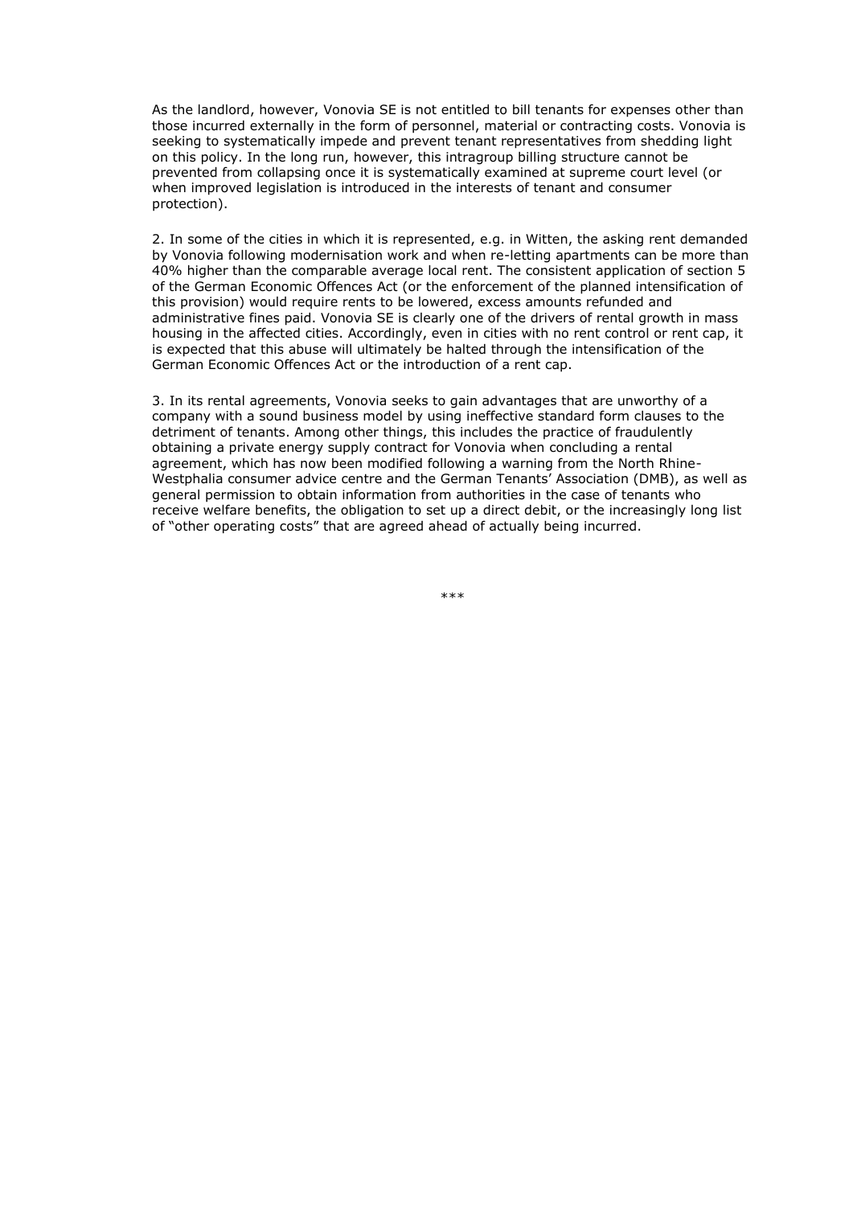As the landlord, however, Vonovia SE is not entitled to bill tenants for expenses other than those incurred externally in the form of personnel, material or contracting costs. Vonovia is seeking to systematically impede and prevent tenant representatives from shedding light on this policy. In the long run, however, this intragroup billing structure cannot be prevented from collapsing once it is systematically examined at supreme court level (or when improved legislation is introduced in the interests of tenant and consumer protection).

2. In some of the cities in which it is represented, e.g. in Witten, the asking rent demanded by Vonovia following modernisation work and when re-letting apartments can be more than 40% higher than the comparable average local rent. The consistent application of section 5 of the German Economic Offences Act (or the enforcement of the planned intensification of this provision) would require rents to be lowered, excess amounts refunded and administrative fines paid. Vonovia SE is clearly one of the drivers of rental growth in mass housing in the affected cities. Accordingly, even in cities with no rent control or rent cap, it is expected that this abuse will ultimately be halted through the intensification of the German Economic Offences Act or the introduction of a rent cap.

3. In its rental agreements, Vonovia seeks to gain advantages that are unworthy of a company with a sound business model by using ineffective standard form clauses to the detriment of tenants. Among other things, this includes the practice of fraudulently obtaining a private energy supply contract for Vonovia when concluding a rental agreement, which has now been modified following a warning from the North Rhine-Westphalia consumer advice centre and the German Tenants' Association (DMB), as well as general permission to obtain information from authorities in the case of tenants who receive welfare benefits, the obligation to set up a direct debit, or the increasingly long list of "other operating costs" that are agreed ahead of actually being incurred.

***